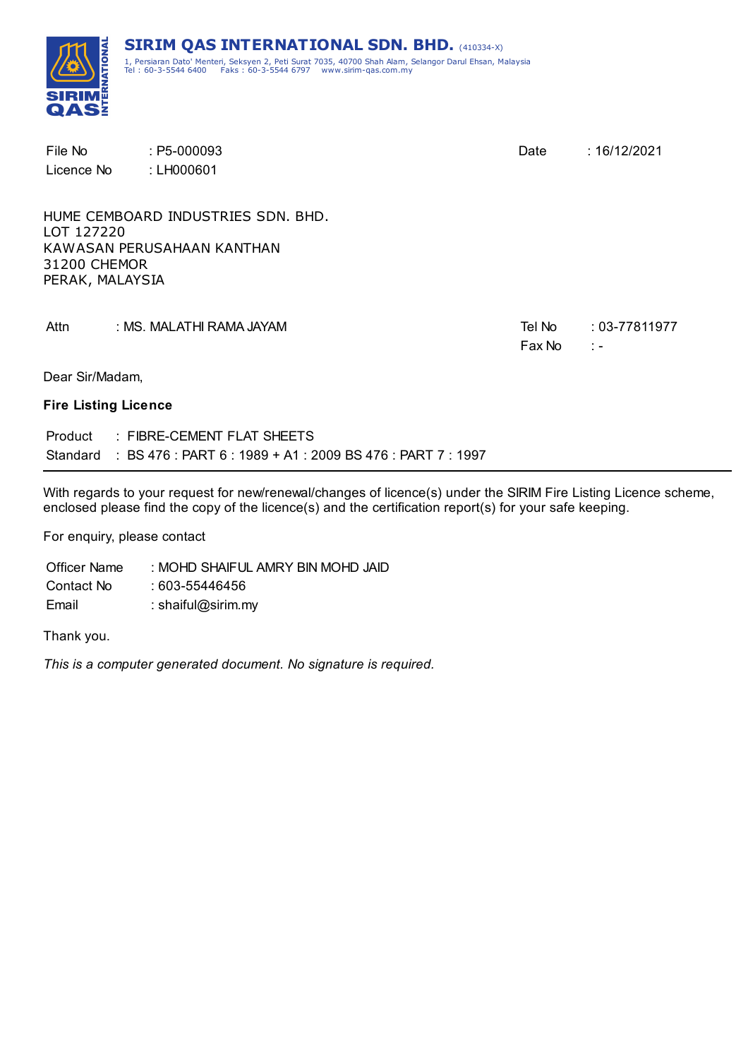**SIRIM QAS INTERNATIONAL SDN. BHD.** (410334-X)
1, Persiaran Dato' Menteri, Seksyen 2, Peti Surat 7035, 40700 Shah Alam, Selangor Darul Ehsan, Malaysia
Tel : 60-3-5544 6400 Faks : 60-3-5544 6797 www.sirim-qas.com.my

| | | | |
|---|---|---|---|
| File No | : P5-000093 | Date | : 16/12/2021 |
| Licence No | : LH000601 | | |

HUME CEMBOARD INDUSTRIES SDN. BHD.
LOT 127220
KAWASAN PERUSAHAAN KANTHAN
31200 CHEMOR
PERAK, MALAYSIA

| | | | |
|---|---|---|---|
| Attn | : MS. MALATHI RAMA JAYAM | Tel No | : 03-77811977 |
| | | Fax No | : - |

Dear Sir/Madam,

**Fire Listing Licence**

Product : FIBRE-CEMENT FLAT SHEETS
Standard : BS 476 : PART 6 : 1989 + A1 : 2009 BS 476 : PART 7 : 1997

---

With regards to your request for new/renewal/changes of licence(s) under the SIRIM Fire Listing Licence scheme, enclosed please find the copy of the licence(s) and the certification report(s) for your safe keeping.

For enquiry, please contact

Officer Name : MOHD SHAIFUL AMRY BIN MOHD JAID
Contact No : 603-55446456
Email : shaiful@sirim.my

Thank you.

*This is a computer generated document. No signature is required.*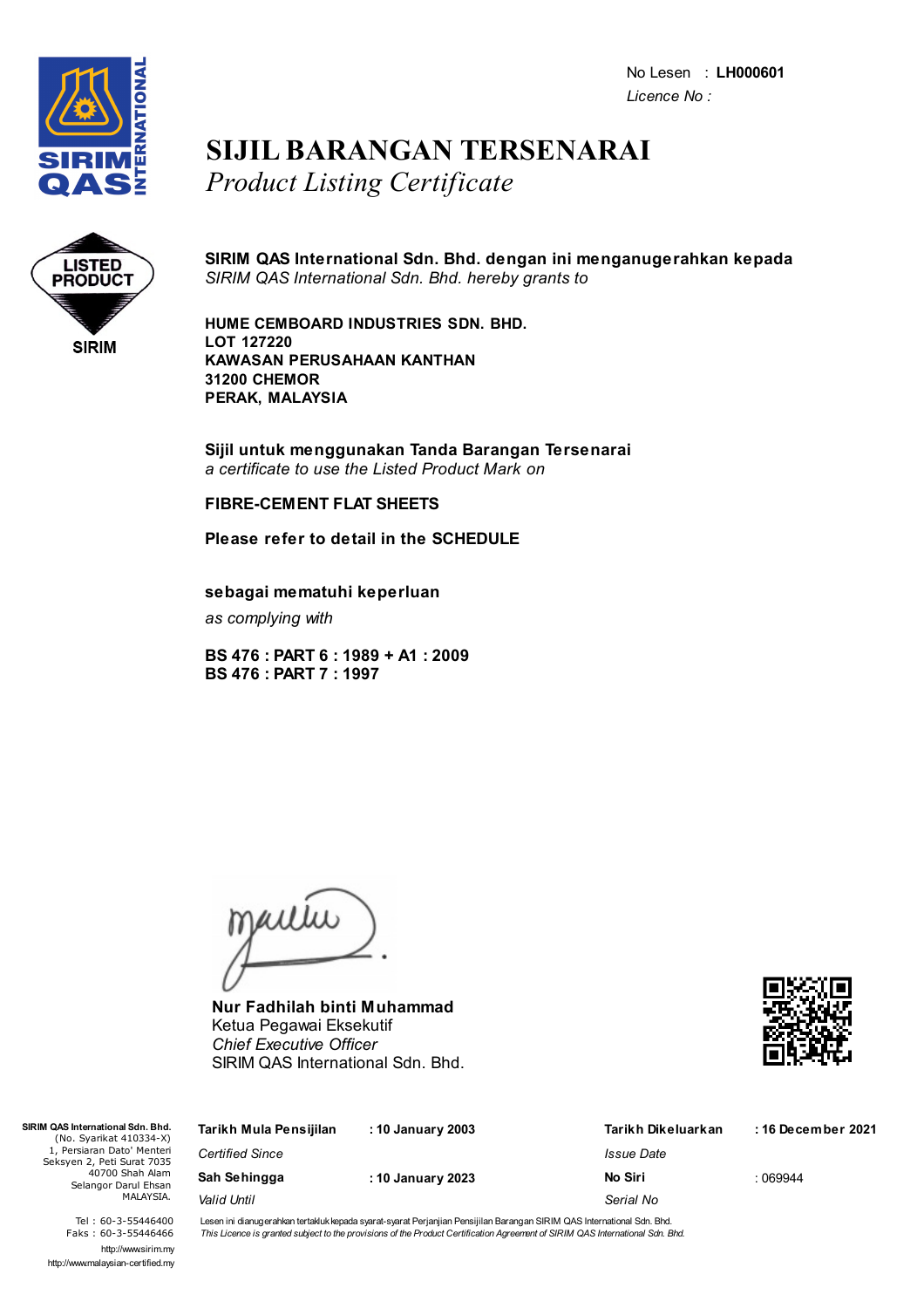No Lesen : **LH000601**
*Licence No :*

# SIJIL BARANGAN TERSENARAI
## *Product Listing Certificate*

LISTED PRODUCT
SIRIM

**SIRIM QAS International Sdn. Bhd. dengan ini menganugerahkan kepada**
*SIRIM QAS International Sdn. Bhd. hereby grants to*

**HUME CEMBOARD INDUSTRIES SDN. BHD.**
**LOT 127220**
**KAWASAN PERUSAHAAN KANTHAN**
**31200 CHEMOR**
**PERAK, MALAYSIA**

**Sijil untuk menggunakan Tanda Barangan Tersenarai**
*a certificate to use the Listed Product Mark on*

**FIBRE-CEMENT FLAT SHEETS**

**Please refer to detail in the SCHEDULE**

**sebagai mematuhi keperluan**
*as complying with*

**BS 476 : PART 6 : 1989 + A1 : 2009**
**BS 476 : PART 7 : 1997**

**Nur Fadhilah binti Muhammad**
Ketua Pegawai Eksekutif
*Chief Executive Officer*
SIRIM QAS International Sdn. Bhd.

**SIRIM QAS International Sdn. Bhd.**
(No. Syarikat 410334-X)
1, Persiaran Dato' Menteri
Seksyen 2, Peti Surat 7035
40700 Shah Alam
Selangor Darul Ehsan
MALAYSIA.

Tel : 60-3-55446400
Faks : 60-3-55446466
http://www.sirim.my
http://www.malaysian-certified.my

| | | | |
|---|---|---|---|
| **Tarikh Mula Pensijilan** *Certified Since* | : 10 January 2003 | **Tarikh Dikeluarkan** *Issue Date* | : 16 December 2021 |
| **Sah Sehingga** *Valid Until* | : 10 January 2023 | **No Siri** *Serial No* | : 069944 |

Lesen ini dianugerahkan tertakluk kepada syarat-syarat Perjanjian Pensijilan Barangan SIRIM QAS International Sdn. Bhd.
*This Licence is granted subject to the provisions of the Product Certification Agreement of SIRIM QAS International Sdn. Bhd.*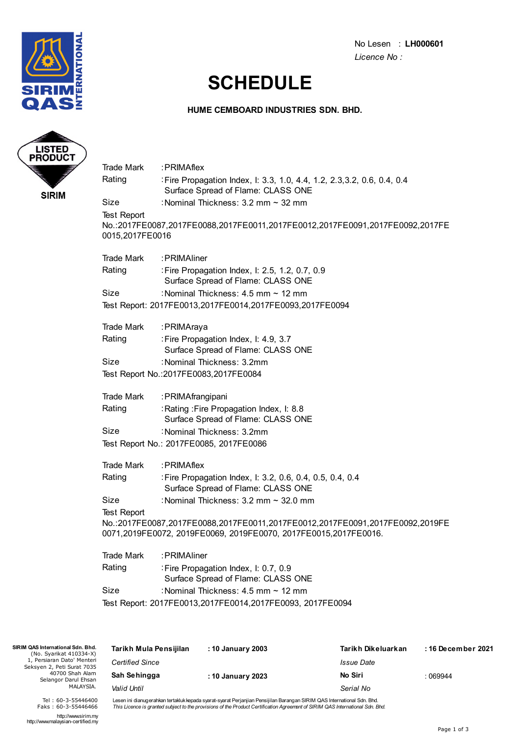No Lesen : **LH000601**
*Licence No :*

# SCHEDULE

**HUME CEMBOARD INDUSTRIES SDN. BHD.**

LISTED PRODUCT
SIRIM

Trade Mark :PRIMAflex
Rating :Fire Propagation Index, I: 3.3, 1.0, 4.4, 1.2, 2.3,3.2, 0.6, 0.4, 0.4
Surface Spread of Flame: CLASS ONE
Size :Nominal Thickness: 3.2 mm ~ 32 mm
Test Report No.:2017FE0087,2017FE0088,2017FE0011,2017FE0012,2017FE0091,2017FE0092,2017FE0015,2017FE0016

Trade Mark :PRIMAliner
Rating :Fire Propagation Index, I: 2.5, 1.2, 0.7, 0.9
Surface Spread of Flame: CLASS ONE
Size :Nominal Thickness: 4.5 mm ~ 12 mm
Test Report: 2017FE0013,2017FE0014,2017FE0093,2017FE0094

Trade Mark :PRIMAraya
Rating :Fire Propagation Index, I: 4.9, 3.7
Surface Spread of Flame: CLASS ONE
Size :Nominal Thickness: 3.2mm
Test Report No.:2017FE0083,2017FE0084

Trade Mark :PRIMAfrangipani
Rating :Rating :Fire Propagation Index, I: 8.8
Surface Spread of Flame: CLASS ONE
Size :Nominal Thickness: 3.2mm
Test Report No.: 2017FE0085, 2017FE0086

Trade Mark :PRIMAflex
Rating :Fire Propagation Index, I: 3.2, 0.6, 0.4, 0.5, 0.4, 0.4
Surface Spread of Flame: CLASS ONE
Size :Nominal Thickness: 3.2 mm ~ 32.0 mm
Test Report No.:2017FE0087,2017FE0088,2017FE0011,2017FE0012,2017FE0091,2017FE0092,2019FE0071,2019FE0072, 2019FE0069, 2019FE0070, 2017FE0015,2017FE0016.

Trade Mark :PRIMAliner
Rating :Fire Propagation Index, I: 0.7, 0.9
Surface Spread of Flame: CLASS ONE
Size :Nominal Thickness: 4.5 mm ~ 12 mm
Test Report: 2017FE0013,2017FE0014,2017FE0093, 2017FE0094

**SIRIM QAS International Sdn. Bhd.**
(No. Syarikat 410334-X)
1, Persiaran Dato' Menteri
Seksyen 2, Peti Surat 7035
40700 Shah Alam
Selangor Darul Ehsan
MALAYSIA.

Tel : 60-3-55446400
Faks : 60-3-55446466
http://www.sirim.my
http://www.malaysian-certified.my

| | | | |
|---|---|---|---|
| **Tarikh Mula Pensijilan** *Certified Since* | **: 10 January 2003** | **Tarikh Dikeluarkan** *Issue Date* | **: 16 December 2021** |
| **Sah Sehingga** *Valid Until* | **: 10 January 2023** | **No Siri** *Serial No* | : 069944 |

Lesen ini dianugerahkan tertakluk kepada syarat-syarat Perjanjian Pensijilan Barangan SIRIM QAS International Sdn. Bhd.
*This Licence is granted subject to the provisions of the Product Certification Agreement of SIRIM QAS International Sdn. Bhd.*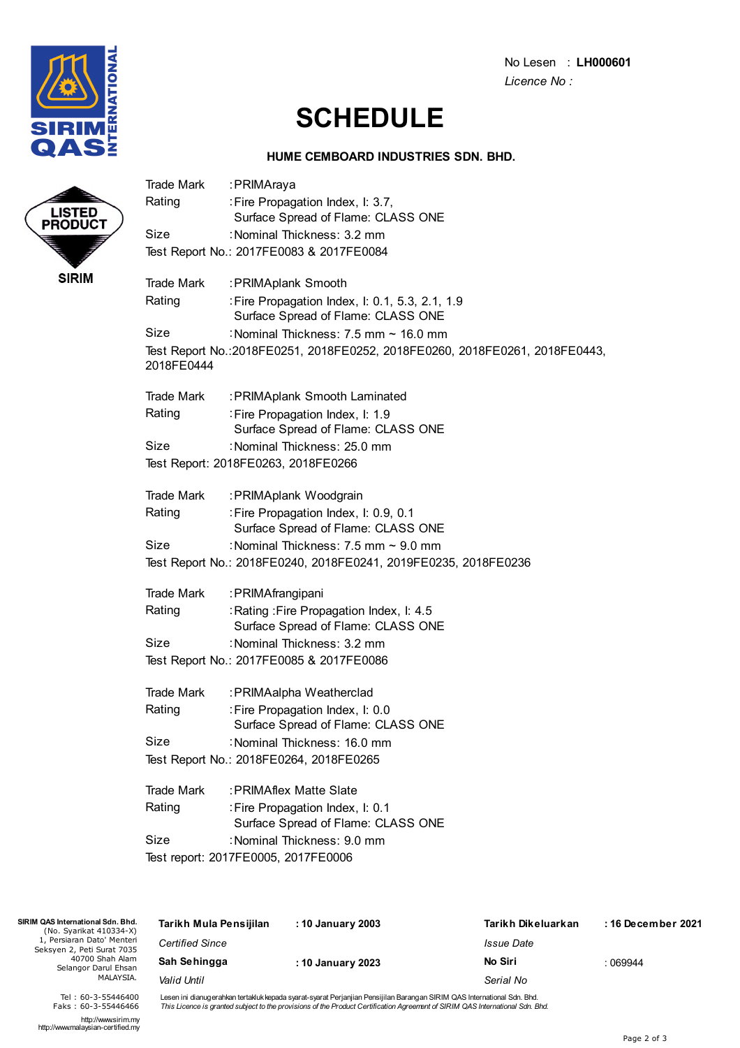No Lesen : **LH000601**
*Licence No :*

# SCHEDULE

**HUME CEMBOARD INDUSTRIES SDN. BHD.**

Trade Mark : PRIMAraya
Rating : Fire Propagation Index, I: 3.7,
Surface Spread of Flame: CLASS ONE
Size : Nominal Thickness: 3.2 mm
Test Report No.: 2017FE0083 & 2017FE0084

Trade Mark : PRIMAplank Smooth
Rating : Fire Propagation Index, I: 0.1, 5.3, 2.1, 1.9
Surface Spread of Flame: CLASS ONE
Size : Nominal Thickness: 7.5 mm ~ 16.0 mm
Test Report No.: 2018FE0251, 2018FE0252, 2018FE0260, 2018FE0261, 2018FE0443, 2018FE0444

Trade Mark : PRIMAplank Smooth Laminated
Rating : Fire Propagation Index, I: 1.9
Surface Spread of Flame: CLASS ONE
Size : Nominal Thickness: 25.0 mm
Test Report: 2018FE0263, 2018FE0266

Trade Mark : PRIMAplank Woodgrain
Rating : Fire Propagation Index, I: 0.9, 0.1
Surface Spread of Flame: CLASS ONE
Size : Nominal Thickness: 7.5 mm ~ 9.0 mm
Test Report No.: 2018FE0240, 2018FE0241, 2019FE0235, 2018FE0236

Trade Mark : PRIMAfrangipani
Rating : Rating :Fire Propagation Index, I: 4.5
Surface Spread of Flame: CLASS ONE
Size : Nominal Thickness: 3.2 mm
Test Report No.: 2017FE0085 & 2017FE0086

Trade Mark : PRIMAalpha Weatherclad
Rating : Fire Propagation Index, I: 0.0
Surface Spread of Flame: CLASS ONE
Size : Nominal Thickness: 16.0 mm
Test Report No.: 2018FE0264, 2018FE0265

Trade Mark : PRIMAflex Matte Slate
Rating : Fire Propagation Index, I: 0.1
Surface Spread of Flame: CLASS ONE
Size : Nominal Thickness: 9.0 mm
Test report: 2017FE0005, 2017FE0006

**SIRIM QAS International Sdn. Bhd.**
(No. Syarikat 410334-X)
1, Persiaran Dato' Menteri
Seksyen 2, Peti Surat 7035
40700 Shah Alam
Selangor Darul Ehsan
MALAYSIA.

Tel : 60-3-55446400
Faks : 60-3-55446466
http://www.sirim.my
http://www.malaysian-certified.my

| | | | |
|---|---|---|---|
| **Tarikh Mula Pensijilan** *Certified Since* | : **10 January 2003** | **Tarikh Dikeluarkan** *Issue Date* | : **16 December 2021** |
| **Sah Sehingga** *Valid Until* | : **10 January 2023** | **No Siri** *Serial No* | : 069944 |

Lesen ini dianugerahkan tertakluk kepada syarat-syarat Perjanjian Pensijilan Barangan SIRIM QAS International Sdn. Bhd.
*This Licence is granted subject to the provisions of the Product Certification Agreement of SIRIM QAS International Sdn. Bhd.*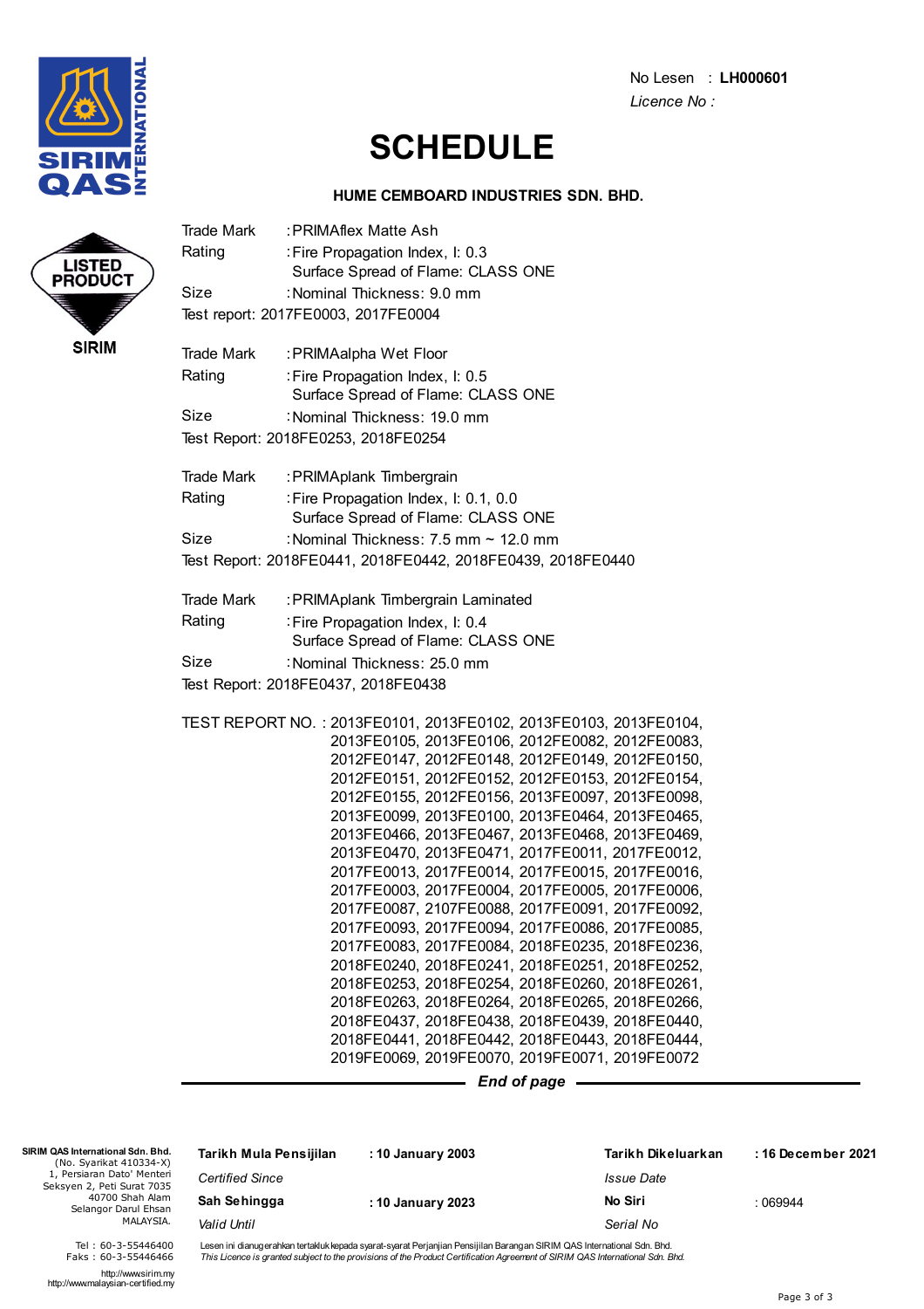No Lesen : **LH000601**
*Licence No :*

# SCHEDULE

**HUME CEMBOARD INDUSTRIES SDN. BHD.**

Trade Mark : PRIMAflex Matte Ash
Rating : Fire Propagation Index, I: 0.3
Surface Spread of Flame: CLASS ONE
Size : Nominal Thickness: 9.0 mm
Test report: 2017FE0003, 2017FE0004

Trade Mark : PRIMAalpha Wet Floor
Rating : Fire Propagation Index, I: 0.5
Surface Spread of Flame: CLASS ONE
Size : Nominal Thickness: 19.0 mm
Test Report: 2018FE0253, 2018FE0254

Trade Mark : PRIMAplank Timbergrain
Rating : Fire Propagation Index, I: 0.1, 0.0
Surface Spread of Flame: CLASS ONE
Size : Nominal Thickness: 7.5 mm ~ 12.0 mm
Test Report: 2018FE0441, 2018FE0442, 2018FE0439, 2018FE0440

Trade Mark : PRIMAplank Timbergrain Laminated
Rating : Fire Propagation Index, I: 0.4
Surface Spread of Flame: CLASS ONE
Size : Nominal Thickness: 25.0 mm
Test Report: 2018FE0437, 2018FE0438

TEST REPORT NO. : 2013FE0101, 2013FE0102, 2013FE0103, 2013FE0104, 2013FE0105, 2013FE0106, 2012FE0082, 2012FE0083, 2012FE0147, 2012FE0148, 2012FE0149, 2012FE0150, 2012FE0151, 2012FE0152, 2012FE0153, 2012FE0154, 2012FE0155, 2012FE0156, 2013FE0097, 2013FE0098, 2013FE0099, 2013FE0100, 2013FE0464, 2013FE0465, 2013FE0466, 2013FE0467, 2013FE0468, 2013FE0469, 2013FE0470, 2013FE0471, 2017FE0011, 2017FE0012, 2017FE0013, 2017FE0014, 2017FE0015, 2017FE0016, 2017FE0003, 2017FE0004, 2017FE0005, 2017FE0006, 2017FE0087, 2107FE0088, 2017FE0091, 2017FE0092, 2017FE0093, 2017FE0094, 2017FE0086, 2017FE0085, 2017FE0083, 2017FE0084, 2018FE0235, 2018FE0236, 2018FE0240, 2018FE0241, 2018FE0251, 2018FE0252, 2018FE0253, 2018FE0254, 2018FE0260, 2018FE0261, 2018FE0263, 2018FE0264, 2018FE0265, 2018FE0266, 2018FE0437, 2018FE0438, 2018FE0439, 2018FE0440, 2018FE0441, 2018FE0442, 2018FE0443, 2018FE0444, 2019FE0069, 2019FE0070, 2019FE0071, 2019FE0072

***End of page***

**SIRIM QAS International Sdn. Bhd.**
(No. Syarikat 410334-X)
1, Persiaran Dato' Menteri
Seksyen 2, Peti Surat 7035
40700 Shah Alam
Selangor Darul Ehsan
MALAYSIA.

Tel : 60-3-55446400
Faks : 60-3-55446466
http://www.sirim.my
http://www.malaysian-certified.my

| | | | |
|---|---|---|---|
| **Tarikh Mula Pensijilan** *Certified Since* | **: 10 January 2003** | **Tarikh Dikeluarkan** *Issue Date* | **: 16 December 2021** |
| **Sah Sehingga** *Valid Until* | **: 10 January 2023** | **No Siri** *Serial No* | : 069944 |

Lesen ini dianugerahkan tertakluk kepada syarat-syarat Perjanjian Pensijilan Barangan SIRIM QAS International Sdn. Bhd.
*This Licence is granted subject to the provisions of the Product Certification Agreement of SIRIM QAS International Sdn. Bhd.*